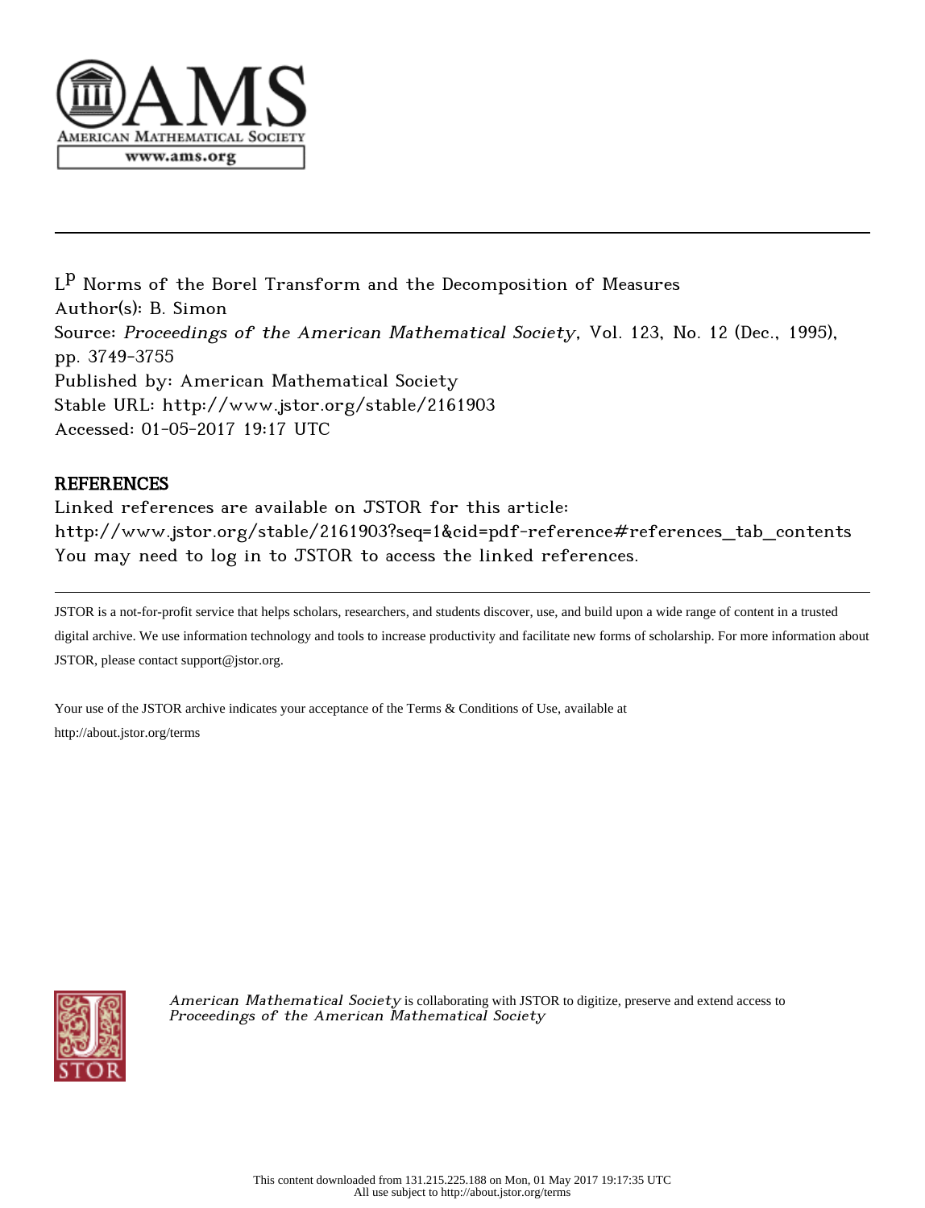$L^p$ Norms of the Borel Transform and the Decomposition of Measures
Author(s): B. Simon
Source: *Proceedings of the American Mathematical Society*, Vol. 123, No. 12 (Dec., 1995), pp. 3749-3755
Published by: American Mathematical Society
Stable URL: http://www.jstor.org/stable/2161903
Accessed: 01-05-2017 19:17 UTC

## REFERENCES

Linked references are available on JSTOR for this article:
http://www.jstor.org/stable/2161903?seq=1&cid=pdf-reference#references_tab_contents
You may need to log in to JSTOR to access the linked references.

JSTOR is a not-for-profit service that helps scholars, researchers, and students discover, use, and build upon a wide range of content in a trusted digital archive. We use information technology and tools to increase productivity and facilitate new forms of scholarship. For more information about JSTOR, please contact support@jstor.org.

Your use of the JSTOR archive indicates your acceptance of the Terms & Conditions of Use, available at http://about.jstor.org/terms

*American Mathematical Society* is collaborating with JSTOR to digitize, preserve and extend access to *Proceedings of the American Mathematical Society*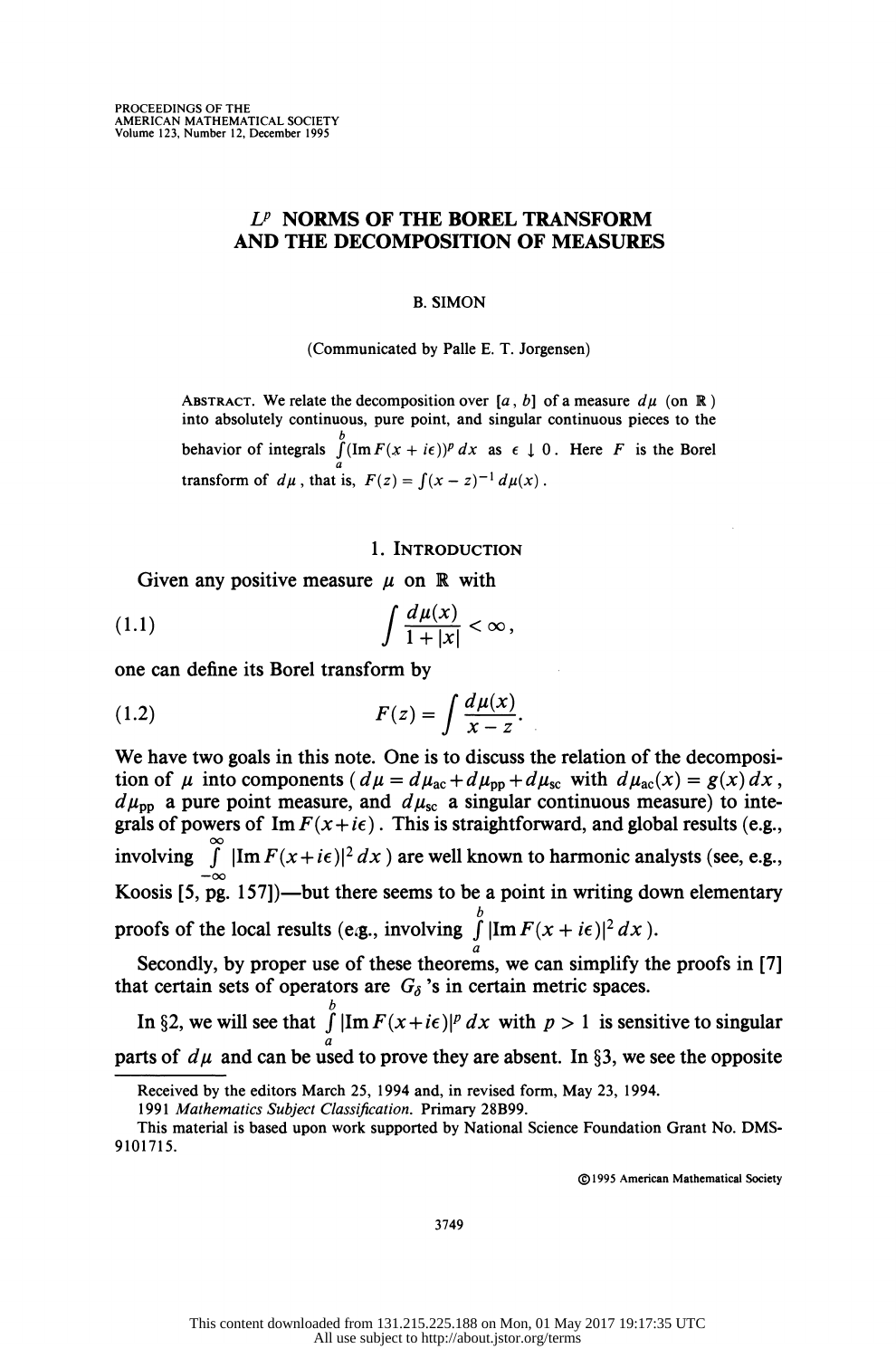PROCEEDINGS OF THE AMERICAN MATHEMATICAL SOCIETY
Volume 123, Number 12, December 1995

# $L^p$ NORMS OF THE BOREL TRANSFORM AND THE DECOMPOSITION OF MEASURES

B. SIMON

(Communicated by Palle E. T. Jorgensen)

ABSTRACT. We relate the decomposition over $[a, b]$ of a measure $d\mu$ (on $\mathbb{R}$) into absolutely continuous, pure point, and singular continuous pieces to the behavior of integrals $\int_a^b (\operatorname{Im} F(x + i\epsilon))^p \, dx$ as $\epsilon \downarrow 0$. Here $F$ is the Borel transform of $d\mu$, that is, $F(z) = \int (x - z)^{-1} \, d\mu(x)$.

## 1. INTRODUCTION

Given any positive measure $\mu$ on $\mathbb{R}$ with

$$\int \frac{d\mu(x)}{1 + |x|} < \infty, \tag{1.1}$$

one can define its Borel transform by

$$F(z) = \int \frac{d\mu(x)}{x - z}. \tag{1.2}$$

We have two goals in this note. One is to discuss the relation of the decomposition of $\mu$ into components ($d\mu = d\mu_{\text{ac}} + d\mu_{\text{pp}} + d\mu_{\text{sc}}$ with $d\mu_{\text{ac}}(x) = g(x)\, dx$, $d\mu_{\text{pp}}$ a pure point measure, and $d\mu_{\text{sc}}$ a singular continuous measure) to integrals of powers of $\operatorname{Im} F(x + i\epsilon)$. This is straightforward, and global results (e.g., involving $\int_{-\infty}^{\infty} |\operatorname{Im} F(x + i\epsilon)|^2 \, dx$) are well known to harmonic analysts (see, e.g., Koosis [5, pg. 157])—but there seems to be a point in writing down elementary proofs of the local results (e.g., involving $\int_a^b |\operatorname{Im} F(x + i\epsilon)|^2 \, dx$).

Secondly, by proper use of these theorems, we can simplify the proofs in [7] that certain sets of operators are $G_\delta$'s in certain metric spaces.

In §2, we will see that $\int_a^b |\operatorname{Im} F(x + i\epsilon)|^p \, dx$ with $p > 1$ is sensitive to singular parts of $d\mu$ and can be used to prove they are absent. In §3, we see the opposite

---

Received by the editors March 25, 1994 and, in revised form, May 23, 1994.
1991 *Mathematics Subject Classification*. Primary 28B99.
This material is based upon work supported by National Science Foundation Grant No. DMS-9101715.

©1995 American Mathematical Society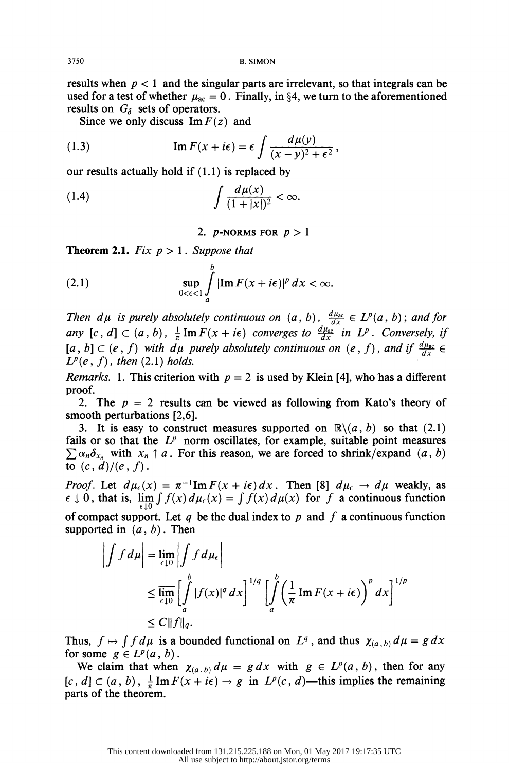results when $p < 1$ and the singular parts are irrelevant, so that integrals can be used for a test of whether $\mu_{\text{ac}} = 0$. Finally, in §4, we turn to the aforementioned results on $G_\delta$ sets of operators.

Since we only discuss $\operatorname{Im} F(z)$ and

$$\operatorname{Im} F(x + i\epsilon) = \epsilon \int \frac{d\mu(y)}{(x-y)^2 + \epsilon^2}, \tag{1.3}$$

our results actually hold if (1.1) is replaced by

$$\int \frac{d\mu(x)}{(1+|x|)^2} < \infty. \tag{1.4}$$

## 2. $p$-NORMS FOR $p > 1$

**Theorem 2.1.** *Fix $p > 1$. Suppose that*

$$\sup_{0<\epsilon<1} \int_a^b |\operatorname{Im} F(x+i\epsilon)|^p \, dx < \infty. \tag{2.1}$$

*Then $d\mu$ is purely absolutely continuous on $(a, b)$, $\frac{d\mu_{\text{ac}}}{dx} \in L^p(a, b)$; and for any $[c, d] \subset (a, b)$, $\frac{1}{\pi} \operatorname{Im} F(x + i\epsilon)$ converges to $\frac{d\mu_{\text{ac}}}{dx}$ in $L^p$. Conversely, if $[a, b] \subset (e, f)$ with $d\mu$ purely absolutely continuous on $(e, f)$, and if $\frac{d\mu_{\text{ac}}}{dx} \in L^p(e, f)$, then (2.1) holds.*

*Remarks.* 1. This criterion with $p = 2$ is used by Klein [4], who has a different proof.

2. The $p = 2$ results can be viewed as following from Kato's theory of smooth perturbations [2,6].

3. It is easy to construct measures supported on $\mathbb{R}\backslash(a, b)$ so that (2.1) fails or so that the $L^p$ norm oscillates, for example, suitable point measures $\sum \alpha_n \delta_{x_n}$ with $x_n \uparrow a$. For this reason, we are forced to shrink/expand $(a, b)$ to $(c, d)/(e, f)$.

*Proof.* Let $d\mu_\epsilon(x) = \pi^{-1} \operatorname{Im} F(x + i\epsilon) \, dx$. Then [8] $d\mu_\epsilon \to d\mu$ weakly, as $\epsilon \downarrow 0$, that is, $\lim_{\epsilon \downarrow 0} \int f(x) \, d\mu_\epsilon(x) = \int f(x) \, d\mu(x)$ for $f$ a continuous function of compact support. Let $q$ be the dual index to $p$ and $f$ a continuous function supported in $(a, b)$. Then

$$\begin{aligned}
\left| \int f \, d\mu \right| &= \lim_{\epsilon \downarrow 0} \left| \int f \, d\mu_\epsilon \right| \\
&\leq \varlimsup_{\epsilon \downarrow 0} \left[ \int_a^b |f(x)|^q \, dx \right]^{1/q} \left[ \int_a^b \left( \frac{1}{\pi} \operatorname{Im} F(x + i\epsilon) \right)^p dx \right]^{1/p} \\
&\leq C \|f\|_q.
\end{aligned}$$

Thus, $f \mapsto \int f \, d\mu$ is a bounded functional on $L^q$, and thus $\chi_{(a,b)} \, d\mu = g \, dx$ for some $g \in L^p(a, b)$.

We claim that when $\chi_{(a,b)} \, d\mu = g \, dx$ with $g \in L^p(a, b)$, then for any $[c, d] \subset (a, b)$, $\frac{1}{\pi} \operatorname{Im} F(x + i\epsilon) \to g$ in $L^p(c, d)$—this implies the remaining parts of the theorem.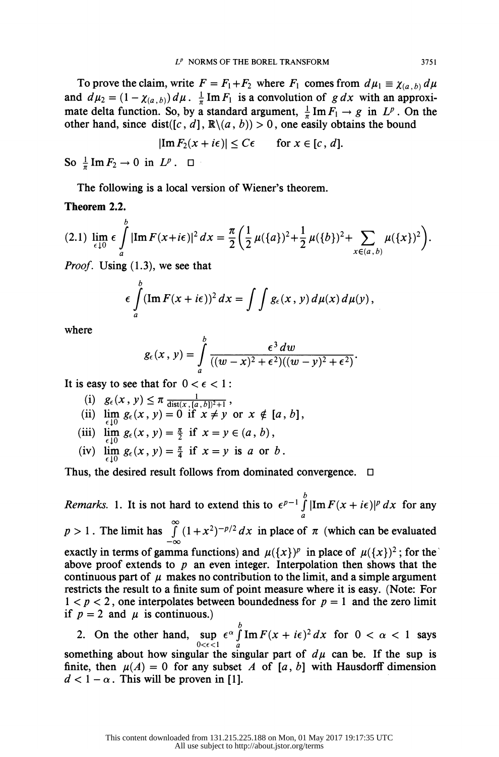To prove the claim, write $F = F_1 + F_2$ where $F_1$ comes from $d\mu_1 \equiv \chi_{(a,b)}\, d\mu$ and $d\mu_2 = (1 - \chi_{(a,b)})\, d\mu$. $\frac{1}{\pi} \operatorname{Im} F_1$ is a convolution of $g\, dx$ with an approximate delta function. So, by a standard argument, $\frac{1}{\pi} \operatorname{Im} F_1 \to g$ in $L^p$. On the other hand, since $\operatorname{dist}([c, d], \mathbb{R}\backslash(a, b)) > 0$, one easily obtains the bound

$$|\operatorname{Im} F_2(x + i\epsilon)| \leq C\epsilon \qquad \text{for } x \in [c, d].$$

So $\frac{1}{\pi} \operatorname{Im} F_2 \to 0$ in $L^p$. □

The following is a local version of Wiener's theorem.

**Theorem 2.2.**

$$(2.1)\quad \lim_{\epsilon \downarrow 0} \epsilon \int_a^b |\operatorname{Im} F(x+i\epsilon)|^2\, dx = \frac{\pi}{2}\left(\frac{1}{2}\mu(\{a\})^2 + \frac{1}{2}\mu(\{b\})^2 + \sum_{x \in (a,b)} \mu(\{x\})^2\right).$$

*Proof.* Using (1.3), we see that

$$\epsilon \int_a^b (\operatorname{Im} F(x + i\epsilon))^2\, dx = \int\int g_\epsilon(x, y)\, d\mu(x)\, d\mu(y),$$

where

$$g_\epsilon(x, y) = \int_a^b \frac{\epsilon^3\, dw}{((w - x)^2 + \epsilon^2)((w - y)^2 + \epsilon^2)}.$$

It is easy to see that for $0 < \epsilon < 1$:

(i) $g_\epsilon(x, y) \leq \pi \frac{1}{\operatorname{dist}(x, [a, b])^2 + 1}$,
(ii) $\lim_{\epsilon \downarrow 0} g_\epsilon(x, y) = 0$ if $x \neq y$ or $x \notin [a, b]$,
(iii) $\lim_{\epsilon \downarrow 0} g_\epsilon(x, y) = \frac{\pi}{2}$ if $x = y \in (a, b)$,
(iv) $\lim_{\epsilon \downarrow 0} g_\epsilon(x, y) = \frac{\pi}{4}$ if $x = y$ is $a$ or $b$.

Thus, the desired result follows from dominated convergence. □

*Remarks.* 1. It is not hard to extend this to $\epsilon^{p-1} \int_a^b |\operatorname{Im} F(x + i\epsilon)|^p\, dx$ for any $p > 1$. The limit has $\int_{-\infty}^{\infty} (1 + x^2)^{-p/2}\, dx$ in place of $\pi$ (which can be evaluated exactly in terms of gamma functions) and $\mu(\{x\})^p$ in place of $\mu(\{x\})^2$; for the above proof extends to $p$ an even integer. Interpolation then shows that the continuous part of $\mu$ makes no contribution to the limit, and a simple argument restricts the result to a finite sum of point measure where it is easy. (Note: For $1 < p < 2$, one interpolates between boundedness for $p = 1$ and the zero limit if $p = 2$ and $\mu$ is continuous.)

2. On the other hand, $\sup_{0<\epsilon<1} \epsilon^\alpha \int_a^b \operatorname{Im} F(x + i\epsilon)^2\, dx$ for $0 < \alpha < 1$ says something about how singular the singular part of $d\mu$ can be. If the sup is finite, then $\mu(A) = 0$ for any subset $A$ of $[a, b]$ with Hausdorff dimension $d < 1 - \alpha$. This will be proven in [1].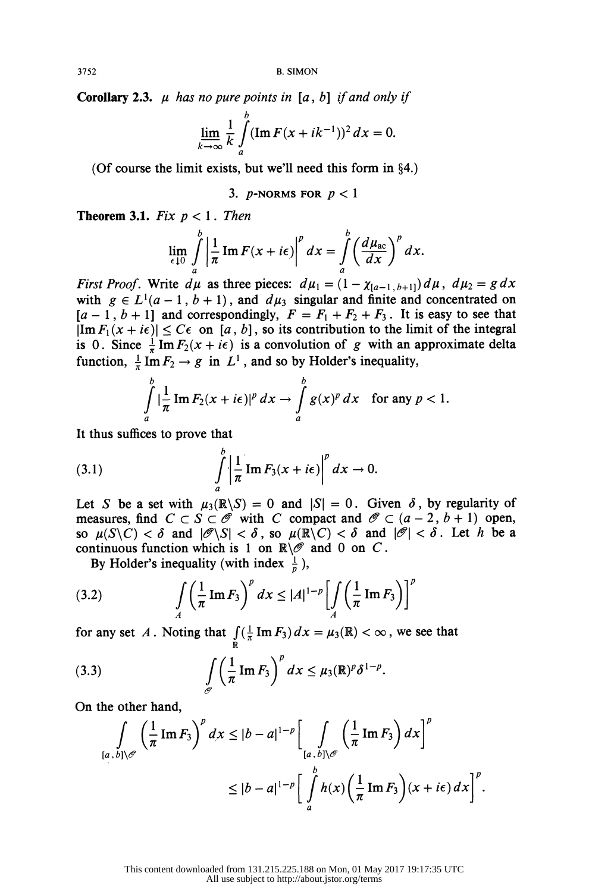**Corollary 2.3.** *$\mu$ has no pure points in $[a, b]$ if and only if*

$$\underline{\lim}_{k\to\infty} \frac{1}{k} \int_a^b (\operatorname{Im} F(x + ik^{-1}))^2 \, dx = 0.$$

(Of course the limit exists, but we'll need this form in §4.)

## 3. $p$-NORMS FOR $p < 1$

**Theorem 3.1.** *Fix $p < 1$. Then*

$$\lim_{\epsilon \downarrow 0} \int_a^b \left| \frac{1}{\pi} \operatorname{Im} F(x + i\epsilon) \right|^p dx = \int_a^b \left( \frac{d\mu_{\text{ac}}}{dx} \right)^p dx.$$

*First Proof.* Write $d\mu$ as three pieces: $d\mu_1 = (1 - \chi_{[a-1, b+1]})\, d\mu$, $d\mu_2 = g\, dx$ with $g \in L^1(a-1, b+1)$, and $d\mu_3$ singular and finite and concentrated on $[a-1, b+1]$ and correspondingly, $F = F_1 + F_2 + F_3$. It is easy to see that $|\operatorname{Im} F_1(x + i\epsilon)| \le C\epsilon$ on $[a, b]$, so its contribution to the limit of the integral is $0$. Since $\frac{1}{\pi} \operatorname{Im} F_2(x + i\epsilon)$ is a convolution of $g$ with an approximate delta function, $\frac{1}{\pi} \operatorname{Im} F_2 \to g$ in $L^1$, and so by Holder's inequality,

$$\int_a^b \left|\frac{1}{\pi} \operatorname{Im} F_2(x + i\epsilon)\right|^p dx \to \int_a^b g(x)^p \, dx \quad \text{for any } p < 1.$$

It thus suffices to prove that

$$\int_a^b \left| \frac{1}{\pi} \operatorname{Im} F_3(x + i\epsilon) \right|^p dx \to 0. \tag{3.1}$$

Let $S$ be a set with $\mu_3(\mathbb{R} \backslash S) = 0$ and $|S| = 0$. Given $\delta$, by regularity of measures, find $C \subset S \subset \mathscr{O}$ with $C$ compact and $\mathscr{O} \subset (a-2, b+1)$ open, so $\mu(S \backslash C) < \delta$ and $|\mathscr{O} \backslash S| < \delta$, so $\mu(\mathbb{R} \backslash C) < \delta$ and $|\mathscr{O}| < \delta$. Let $h$ be a continuous function which is 1 on $\mathbb{R} \backslash \mathscr{O}$ and 0 on $C$.

By Holder's inequality (with index $\frac{1}{p}$),

$$\int_A \left( \frac{1}{\pi} \operatorname{Im} F_3 \right)^p dx \le |A|^{1-p} \left[ \int_A \left( \frac{1}{\pi} \operatorname{Im} F_3 \right) \right]^p \tag{3.2}$$

for any set $A$. Noting that $\int_{\mathbb{R}} (\frac{1}{\pi} \operatorname{Im} F_3)\, dx = \mu_3(\mathbb{R}) < \infty$, we see that

$$\int_{\mathscr{O}} \left( \frac{1}{\pi} \operatorname{Im} F_3 \right)^p dx \le \mu_3(\mathbb{R})^p \delta^{1-p}. \tag{3.3}$$

On the other hand,

$$\begin{aligned}
\int_{[a,b] \backslash \mathscr{O}} \left( \frac{1}{\pi} \operatorname{Im} F_3 \right)^p dx &\le |b-a|^{1-p} \left[ \int_{[a,b] \backslash \mathscr{O}} \left( \frac{1}{\pi} \operatorname{Im} F_3 \right) dx \right]^p \\
&\le |b-a|^{1-p} \left[ \int_a^b h(x) \left( \frac{1}{\pi} \operatorname{Im} F_3 \right)(x + i\epsilon)\, dx \right]^p.
\end{aligned}$$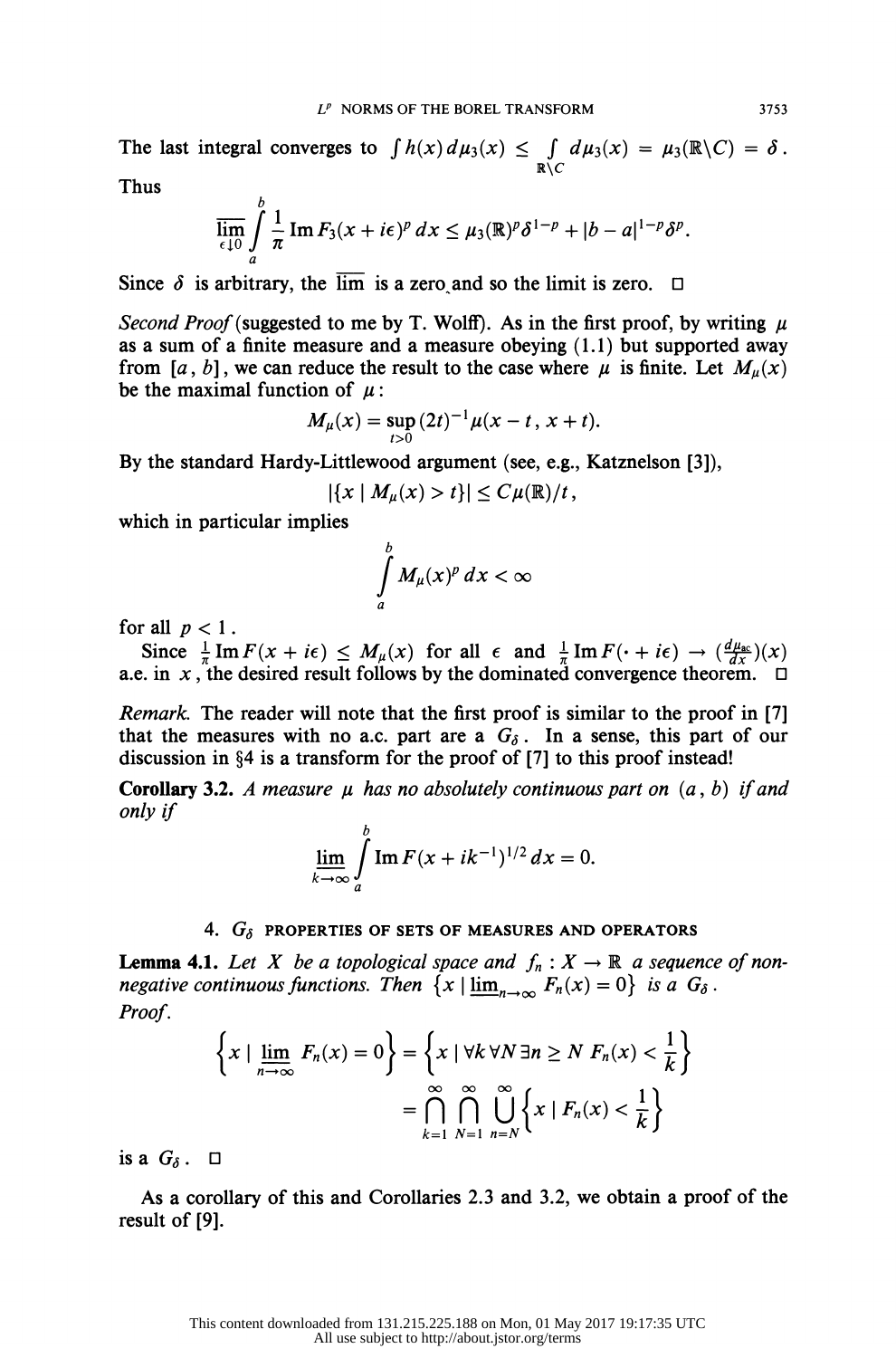The last integral converges to $\int h(x)\, d\mu_3(x) \leq \int_{\mathbb{R}\setminus C} d\mu_3(x) = \mu_3(\mathbb{R}\setminus C) = \delta$. Thus

$$\overline{\lim_{\epsilon \downarrow 0}} \int_a^b \frac{1}{\pi} \operatorname{Im} F_3(x+i\epsilon)^p\, dx \leq \mu_3(\mathbb{R})^p \delta^{1-p} + |b-a|^{1-p}\delta^p.$$

Since $\delta$ is arbitrary, the $\overline{\lim}$ is a zero and so the limit is zero. $\square$

*Second Proof* (suggested to me by T. Wolff). As in the first proof, by writing $\mu$ as a sum of a finite measure and a measure obeying (1.1) but supported away from $[a, b]$, we can reduce the result to the case where $\mu$ is finite. Let $M_\mu(x)$ be the maximal function of $\mu$:

$$M_\mu(x) = \sup_{t>0} (2t)^{-1} \mu(x-t, x+t).$$

By the standard Hardy-Littlewood argument (see, e.g., Katznelson [3]),

$$|\{x \mid M_\mu(x) > t\}| \leq C\mu(\mathbb{R})/t,$$

which in particular implies

$$\int_a^b M_\mu(x)^p\, dx < \infty$$

for all $p < 1$.

Since $\frac{1}{\pi} \operatorname{Im} F(x+i\epsilon) \leq M_\mu(x)$ for all $\epsilon$ and $\frac{1}{\pi} \operatorname{Im} F(\cdot + i\epsilon) \to (\frac{d\mu_{\mathrm{ac}}}{dx})(x)$ a.e. in $x$, the desired result follows by the dominated convergence theorem. $\square$

*Remark.* The reader will note that the first proof is similar to the proof in [7] that the measures with no a.c. part are a $G_\delta$. In a sense, this part of our discussion in §4 is a transform for the proof of [7] to this proof instead!

**Corollary 3.2.** *A measure $\mu$ has no absolutely continuous part on $(a, b)$ if and only if*

$$\lim_{k\to\infty} \int_a^b \operatorname{Im} F(x + ik^{-1})^{1/2}\, dx = 0.$$

## 4. $G_\delta$ properties of sets of measures and operators

**Lemma 4.1.** *Let $X$ be a topological space and $f_n : X \to \mathbb{R}$ a sequence of non-negative continuous functions. Then $\{x \mid \underline{\lim}_{n\to\infty} F_n(x) = 0\}$ is a $G_\delta$.*

*Proof.*

$$\left\{x \mid \underline{\lim_{n\to\infty}}\, F_n(x) = 0\right\} = \left\{x \mid \forall k\, \forall N\, \exists n \geq N\ F_n(x) < \frac{1}{k}\right\}$$
$$= \bigcap_{k=1}^{\infty} \bigcap_{N=1}^{\infty} \bigcup_{n=N}^{\infty} \left\{x \mid F_n(x) < \frac{1}{k}\right\}$$

is a $G_\delta$. $\square$

As a corollary of this and Corollaries 2.3 and 3.2, we obtain a proof of the result of [9].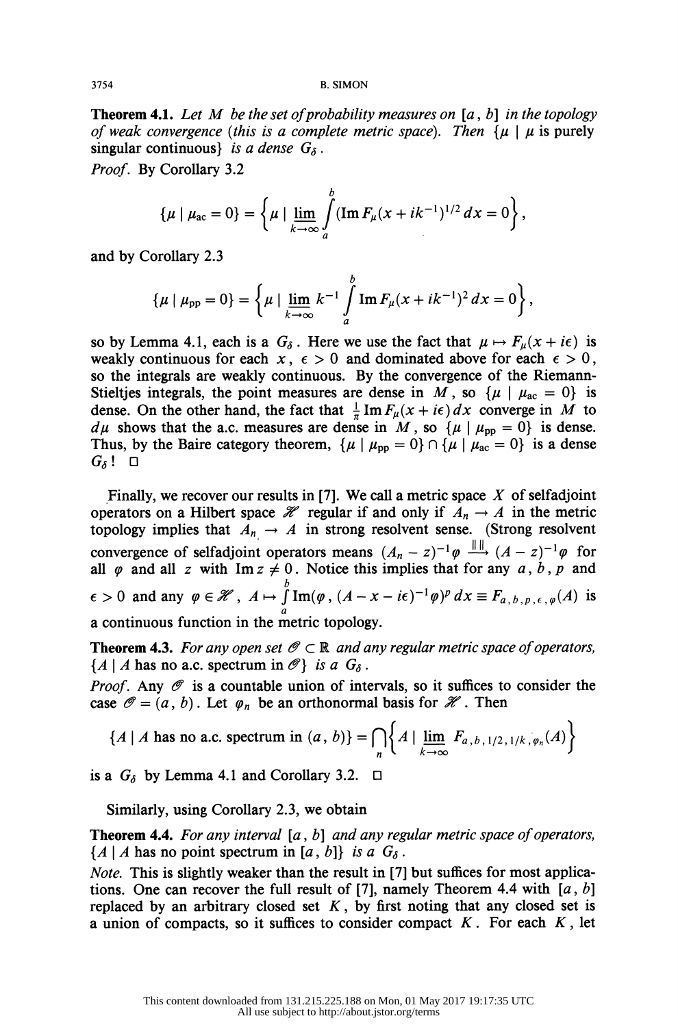**Theorem 4.1.** *Let $M$ be the set of probability measures on $[a, b]$ in the topology of weak convergence (this is a complete metric space). Then $\{\mu \mid \mu$ is purely singular continuous$\}$ is a dense $G_\delta$.*

*Proof.* By Corollary 3.2

$$\{\mu \mid \mu_{\rm ac} = 0\} = \left\{\mu \mid \varliminf_{k\to\infty} \int_a^b (\operatorname{Im} F_\mu(x + ik^{-1})^{1/2}\, dx = 0\right\},$$

and by Corollary 2.3

$$\{\mu \mid \mu_{\rm pp} = 0\} = \left\{\mu \mid \varliminf_{k\to\infty} k^{-1} \int_a^b \operatorname{Im} F_\mu(x + ik^{-1})^2\, dx = 0\right\},$$

so by Lemma 4.1, each is a $G_\delta$. Here we use the fact that $\mu \mapsto F_\mu(x + i\epsilon)$ is weakly continuous for each $x$, $\epsilon > 0$ and dominated above for each $\epsilon > 0$, so the integrals are weakly continuous. By the convergence of the Riemann-Stieltjes integrals, the point measures are dense in $M$, so $\{\mu \mid \mu_{\rm ac} = 0\}$ is dense. On the other hand, the fact that $\frac{1}{\pi} \operatorname{Im} F_\mu(x + i\epsilon)\, dx$ converge in $M$ to $d\mu$ shows that the a.c. measures are dense in $M$, so $\{\mu \mid \mu_{\rm pp} = 0\}$ is dense. Thus, by the Baire category theorem, $\{\mu \mid \mu_{\rm pp} = 0\} \cap \{\mu \mid \mu_{\rm ac} = 0\}$ is a dense $G_\delta$! $\square$

Finally, we recover our results in [7]. We call a metric space $X$ of selfadjoint operators on a Hilbert space $\mathscr{H}$ regular if and only if $A_n \to A$ in the metric topology implies that $A_n \to A$ in strong resolvent sense. (Strong resolvent convergence of selfadjoint operators means $(A_n - z)^{-1}\varphi \xrightarrow{\|\,\|} (A - z)^{-1}\varphi$ for all $\varphi$ and all $z$ with $\operatorname{Im} z \neq 0$. Notice this implies that for any $a$, $b$, $p$ and $\epsilon > 0$ and any $\varphi \in \mathscr{H}$, $A \mapsto \int_a^b \operatorname{Im}(\varphi, (A - x - i\epsilon)^{-1}\varphi)^p\, dx \equiv F_{a,b,p,\epsilon,\varphi}(A)$ is a continuous function in the metric topology.

**Theorem 4.3.** *For any open set $\mathscr{O} \subset \mathbb{R}$ and any regular metric space of operators, $\{A \mid A$ has no a.c. spectrum in $\mathscr{O}\}$ is a $G_\delta$.*

*Proof.* Any $\mathscr{O}$ is a countable union of intervals, so it suffices to consider the case $\mathscr{O} = (a, b)$. Let $\varphi_n$ be an orthonormal basis for $\mathscr{H}$. Then

$$\{A \mid A \text{ has no a.c. spectrum in } (a, b)\} = \bigcap_n \left\{A \mid \varliminf_{k\to\infty} F_{a,b,1/2,1/k,\varphi_n}(A)\right\}$$

is a $G_\delta$ by Lemma 4.1 and Corollary 3.2. $\square$

Similarly, using Corollary 2.3, we obtain

**Theorem 4.4.** *For any interval $[a, b]$ and any regular metric space of operators, $\{A \mid A$ has no point spectrum in $[a, b]\}$ is a $G_\delta$.*

*Note.* This is slightly weaker than the result in [7] but suffices for most applications. One can recover the full result of [7], namely Theorem 4.4 with $[a, b]$ replaced by an arbitrary closed set $K$, by first noting that any closed set is a union of compacts, so it suffices to consider compact $K$. For each $K$, let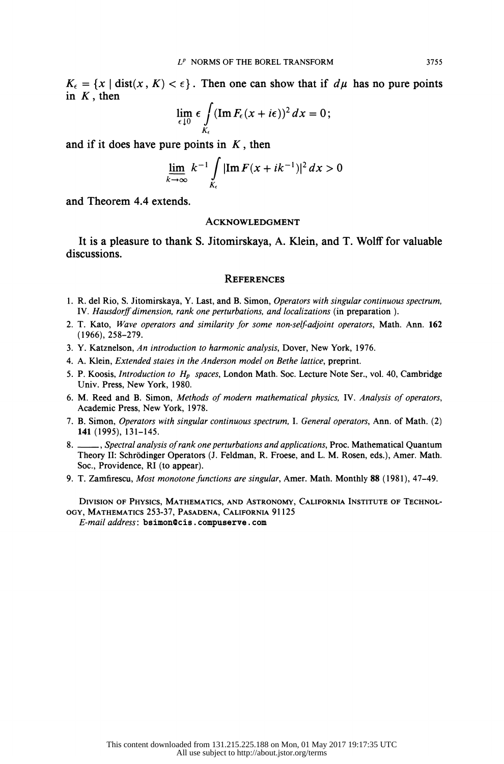$K_\epsilon = \{x \mid \text{dist}(x, K) < \epsilon\}$. Then one can show that if $d\mu$ has no pure points in $K$, then

$$\lim_{\epsilon \downarrow 0} \epsilon \int_{K_\epsilon} (\text{Im}\, F_\epsilon(x + i\epsilon))^2\, dx = 0;$$

and if it does have pure points in $K$, then

$$\varliminf_{k \to \infty} k^{-1} \int_{K_\epsilon} |\text{Im}\, F(x + ik^{-1})|^2\, dx > 0$$

and Theorem 4.4 extends.

## Acknowledgment

It is a pleasure to thank S. Jitomirskaya, A. Klein, and T. Wolff for valuable discussions.

## References

1. R. del Rio, S. Jitomirskaya, Y. Last, and B. Simon, *Operators with singular continuous spectrum, IV. Hausdorff dimension, rank one perturbations, and localizations* (in preparation ).
2. T. Kato, *Wave operators and similarity for some non-self-adjoint operators*, Math. Ann. **162** (1966), 258–279.
3. Y. Katznelson, *An introduction to harmonic analysis*, Dover, New York, 1976.
4. A. Klein, *Extended states in the Anderson model on Bethe lattice*, preprint.
5. P. Koosis, *Introduction to $H_p$ spaces*, London Math. Soc. Lecture Note Ser., vol. 40, Cambridge Univ. Press, New York, 1980.
6. M. Reed and B. Simon, *Methods of modern mathematical physics,* IV. *Analysis of operators*, Academic Press, New York, 1978.
7. B. Simon, *Operators with singular continuous spectrum,* I. *General operators*, Ann. of Math. (2) **141** (1995), 131–145.
8. ——, *Spectral analysis of rank one perturbations and applications*, Proc. Mathematical Quantum Theory II: Schrödinger Operators (J. Feldman, R. Froese, and L. M. Rosen, eds.), Amer. Math. Soc., Providence, RI (to appear).
9. T. Zamfirescu, *Most monotone functions are singular*, Amer. Math. Monthly **88** (1981), 47–49.

Division of Physics, Mathematics, and Astronomy, California Institute of Technology, Mathematics 253-37, Pasadena, California 91125

*E-mail address*: `bsimon@cis.compuserve.com`